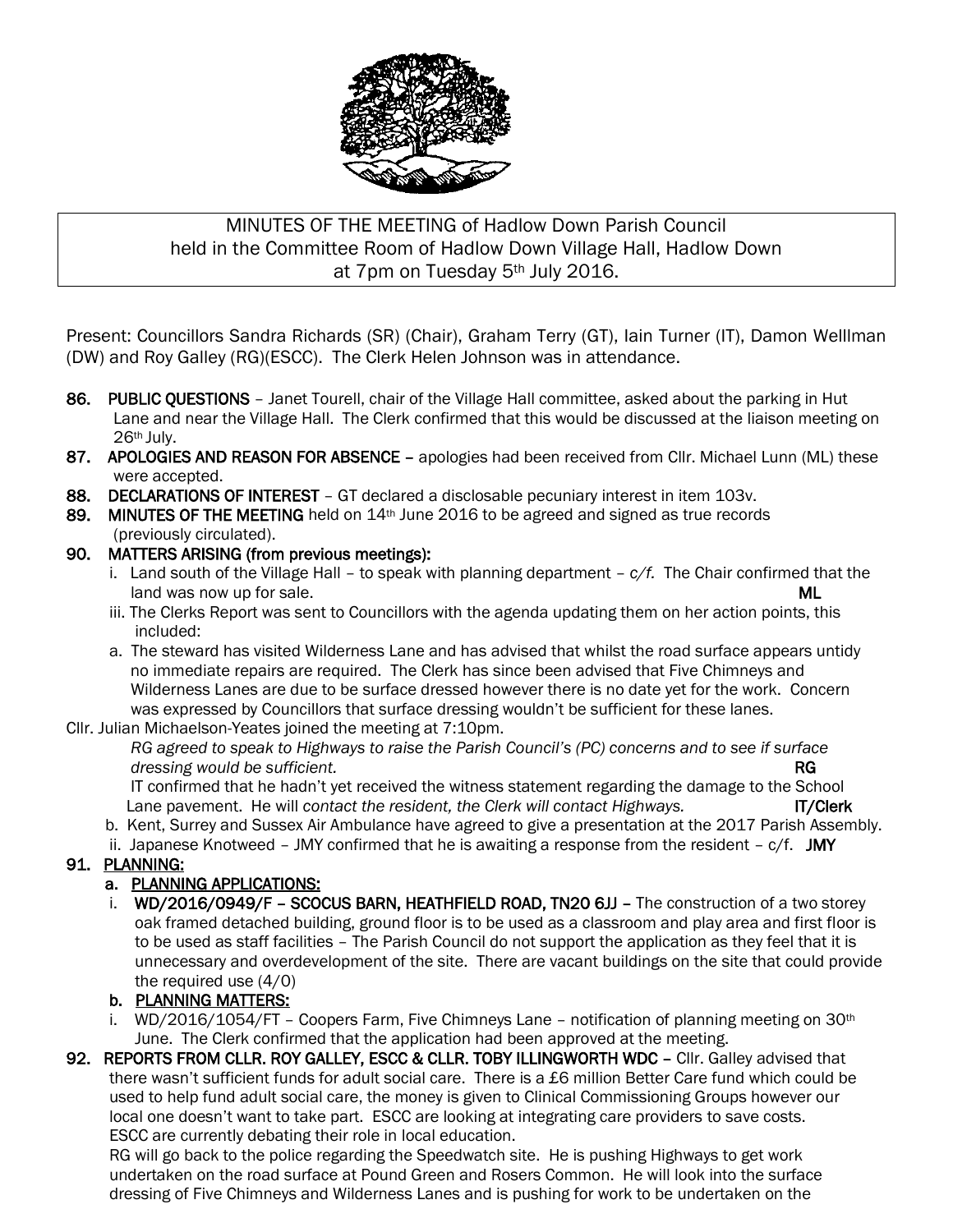MINUTES OF THE MEETING of Hadlow Down Parish Council held in the Committee Room of Hadlow Down Village Hall, Hadlow Down at 7pm on Tuesday 5th July 2016.

Present: Councillors Sandra Richards (SR) (Chair), Graham Terry (GT), Iain Turner (IT), Damon Welllman (DW) and Roy Galley (RG)(ESCC). The Clerk Helen Johnson was in attendance.

86. **PUBLIC QUESTIONS** – Janet Tourell, chair of the Village Hall committee, asked about the parking in Hut Lane and near the Village Hall. The Clerk confirmed that this would be discussed at the liaison meeting on 26th July.

87. **APOLOGIES AND REASON FOR ABSENCE** – apologies had been received from Cllr. Michael Lunn (ML) these were accepted.

88. **DECLARATIONS OF INTEREST** – GT declared a disclosable pecuniary interest in item 103v.

89. **MINUTES OF THE MEETING** held on 14th June 2016 to be agreed and signed as true records (previously circulated).

90. **MATTERS ARISING (from previous meetings):**
   i. Land south of the Village Hall – to speak with planning department – *c/f.* The Chair confirmed that the land was now up for sale. **ML**
   iii. The Clerks Report was sent to Councillors with the agenda updating them on her action points, this included:
   a. The steward has visited Wilderness Lane and has advised that whilst the road surface appears untidy no immediate repairs are required. The Clerk has since been advised that Five Chimneys and Wilderness Lanes are due to be surface dressed however there is no date yet for the work. Concern was expressed by Councillors that surface dressing wouldn't be sufficient for these lanes.

Cllr. Julian Michaelson-Yeates joined the meeting at 7:10pm.

*RG agreed to speak to Highways to raise the Parish Council's (PC) concerns and to see if surface dressing would be sufficient.* **RG**

IT confirmed that he hadn't yet received the witness statement regarding the damage to the School Lane pavement. He will *contact the resident, the Clerk will contact Highways.* **IT/Clerk**

   b. Kent, Surrey and Sussex Air Ambulance have agreed to give a presentation at the 2017 Parish Assembly.
   ii. Japanese Knotweed – JMY confirmed that he is awaiting a response from the resident – c/f. **JMY**

91. **PLANNING:**
   a. **PLANNING APPLICATIONS:**
      i. **WD/2016/0949/F – SCOCUS BARN, HEATHFIELD ROAD, TN20 6JJ –** The construction of a two storey oak framed detached building, ground floor is to be used as a classroom and play area and first floor is to be used as staff facilities – The Parish Council do not support the application as they feel that it is unnecessary and overdevelopment of the site. There are vacant buildings on the site that could provide the required use (4/0)
   b. **PLANNING MATTERS:**
      i. WD/2016/1054/FT – Coopers Farm, Five Chimneys Lane – notification of planning meeting on 30th June. The Clerk confirmed that the application had been approved at the meeting.

92. **REPORTS FROM CLLR. ROY GALLEY, ESCC & CLLR. TOBY ILLINGWORTH WDC –** Cllr. Galley advised that there wasn't sufficient funds for adult social care. There is a £6 million Better Care fund which could be used to help fund adult social care, the money is given to Clinical Commissioning Groups however our local one doesn't want to take part. ESCC are looking at integrating care providers to save costs. ESCC are currently debating their role in local education.

RG will go back to the police regarding the Speedwatch site. He is pushing Highways to get work undertaken on the road surface at Pound Green and Rosers Common. He will look into the surface dressing of Five Chimneys and Wilderness Lanes and is pushing for work to be undertaken on the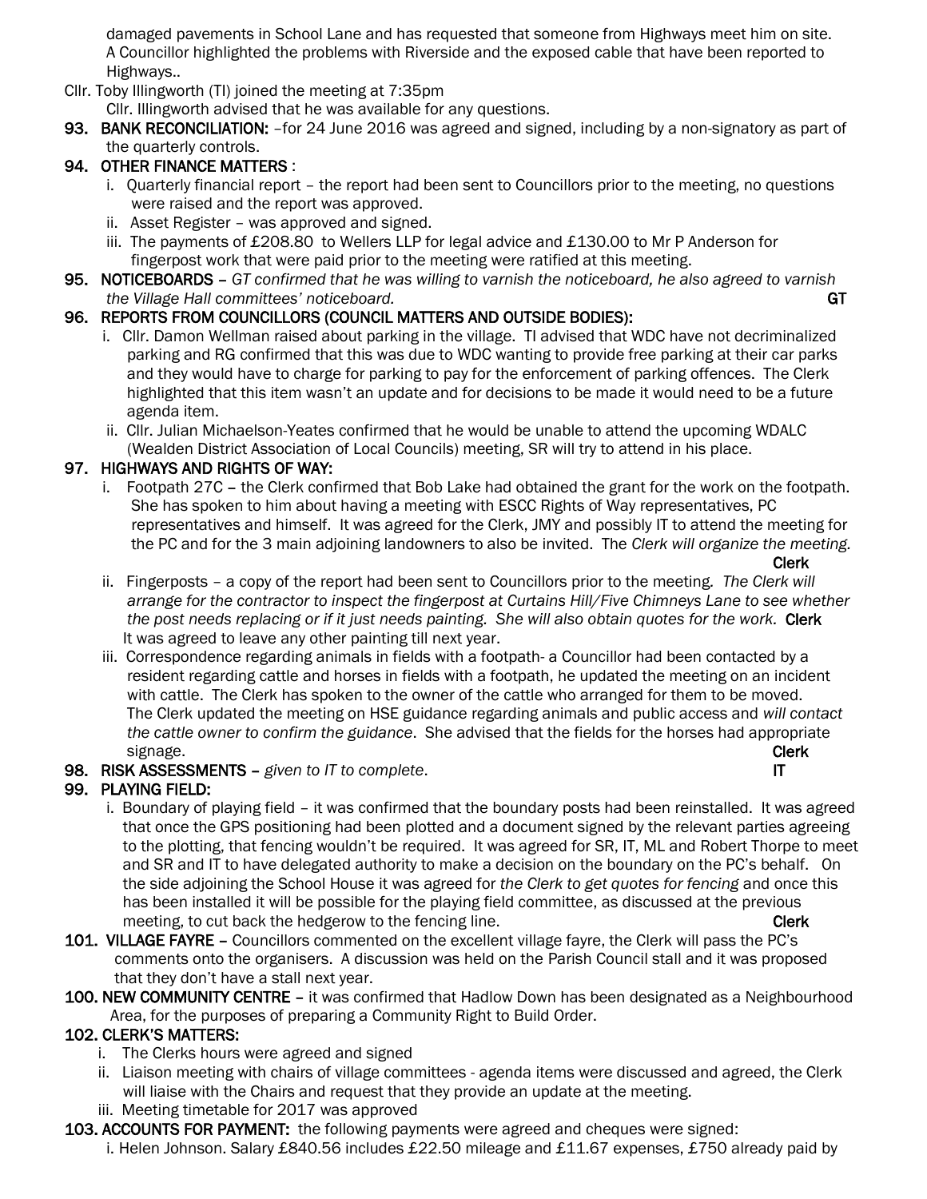damaged pavements in School Lane and has requested that someone from Highways meet him on site. A Councillor highlighted the problems with Riverside and the exposed cable that have been reported to Highways..

Cllr. Toby Illingworth (TI) joined the meeting at 7:35pm

Cllr. Illingworth advised that he was available for any questions.

**93. BANK RECONCILIATION:** –for 24 June 2016 was agreed and signed, including by a non-signatory as part of the quarterly controls.

**94. OTHER FINANCE MATTERS** :

i. Quarterly financial report – the report had been sent to Councillors prior to the meeting, no questions were raised and the report was approved.

ii. Asset Register – was approved and signed.

iii. The payments of £208.80 to Wellers LLP for legal advice and £130.00 to Mr P Anderson for fingerpost work that were paid prior to the meeting were ratified at this meeting.

**95. NOTICEBOARDS** – *GT confirmed that he was willing to varnish the noticeboard, he also agreed to varnish the Village Hall committees' noticeboard.* **GT**

**96. REPORTS FROM COUNCILLORS (COUNCIL MATTERS AND OUTSIDE BODIES):**

i. Cllr. Damon Wellman raised about parking in the village. TI advised that WDC have not decriminalized parking and RG confirmed that this was due to WDC wanting to provide free parking at their car parks and they would have to charge for parking to pay for the enforcement of parking offences. The Clerk highlighted that this item wasn't an update and for decisions to be made it would need to be a future agenda item.

ii. Cllr. Julian Michaelson-Yeates confirmed that he would be unable to attend the upcoming WDALC (Wealden District Association of Local Councils) meeting, SR will try to attend in his place.

**97. HIGHWAYS AND RIGHTS OF WAY:**

i. Footpath 27C – the Clerk confirmed that Bob Lake had obtained the grant for the work on the footpath. She has spoken to him about having a meeting with ESCC Rights of Way representatives, PC representatives and himself. It was agreed for the Clerk, JMY and possibly IT to attend the meeting for the PC and for the 3 main adjoining landowners to also be invited. The *Clerk will organize the meeting.* **Clerk**

ii. Fingerposts – a copy of the report had been sent to Councillors prior to the meeting. *The Clerk will arrange for the contractor to inspect the fingerpost at Curtains Hill/Five Chimneys Lane to see whether the post needs replacing or if it just needs painting. She will also obtain quotes for the work.* **Clerk** It was agreed to leave any other painting till next year.

iii. Correspondence regarding animals in fields with a footpath- a Councillor had been contacted by a resident regarding cattle and horses in fields with a footpath, he updated the meeting on an incident with cattle. The Clerk has spoken to the owner of the cattle who arranged for them to be moved. The Clerk updated the meeting on HSE guidance regarding animals and public access and *will contact the cattle owner to confirm the guidance*. She advised that the fields for the horses had appropriate signage. **Clerk**

**98. RISK ASSESSMENTS** – *given to IT to complete*. **IT**

**99. PLAYING FIELD:**

i. Boundary of playing field – it was confirmed that the boundary posts had been reinstalled. It was agreed that once the GPS positioning had been plotted and a document signed by the relevant parties agreeing to the plotting, that fencing wouldn't be required. It was agreed for SR, IT, ML and Robert Thorpe to meet and SR and IT to have delegated authority to make a decision on the boundary on the PC's behalf. On the side adjoining the School House it was agreed for *the Clerk to get quotes for fencing* and once this has been installed it will be possible for the playing field committee, as discussed at the previous meeting, to cut back the hedgerow to the fencing line. **Clerk**

**101. VILLAGE FAYRE** – Councillors commented on the excellent village fayre, the Clerk will pass the PC's comments onto the organisers. A discussion was held on the Parish Council stall and it was proposed that they don't have a stall next year.

**100. NEW COMMUNITY CENTRE** – it was confirmed that Hadlow Down has been designated as a Neighbourhood Area, for the purposes of preparing a Community Right to Build Order.

**102. CLERK'S MATTERS:**

i. The Clerks hours were agreed and signed

ii. Liaison meeting with chairs of village committees - agenda items were discussed and agreed, the Clerk will liaise with the Chairs and request that they provide an update at the meeting.

iii. Meeting timetable for 2017 was approved

**103. ACCOUNTS FOR PAYMENT:** the following payments were agreed and cheques were signed:

i. Helen Johnson. Salary £840.56 includes £22.50 mileage and £11.67 expenses, £750 already paid by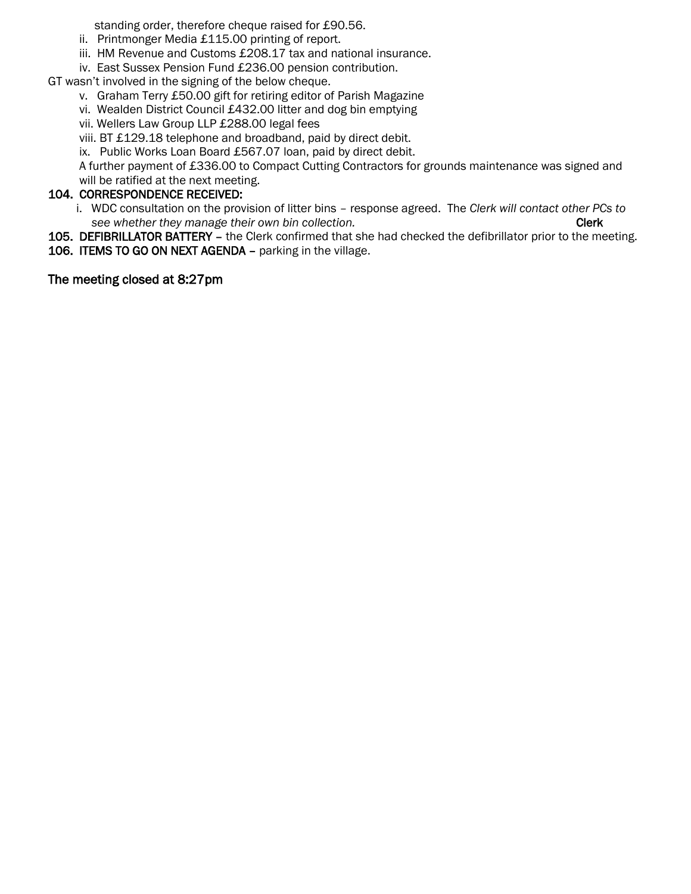standing order, therefore cheque raised for £90.56.

ii. Printmonger Media £115.00 printing of report.

iii. HM Revenue and Customs £208.17 tax and national insurance.

iv. East Sussex Pension Fund £236.00 pension contribution.

GT wasn't involved in the signing of the below cheque.

v. Graham Terry £50.00 gift for retiring editor of Parish Magazine

vi. Wealden District Council £432.00 litter and dog bin emptying

vii. Wellers Law Group LLP £288.00 legal fees

viii. BT £129.18 telephone and broadband, paid by direct debit.

ix. Public Works Loan Board £567.07 loan, paid by direct debit.

A further payment of £336.00 to Compact Cutting Contractors for grounds maintenance was signed and will be ratified at the next meeting.

**104. CORRESPONDENCE RECEIVED:**

i. WDC consultation on the provision of litter bins – response agreed. The *Clerk will contact other PCs to see whether they manage their own bin collection.* **Clerk**

**105. DEFIBRILLATOR BATTERY** – the Clerk confirmed that she had checked the defibrillator prior to the meeting.

**106. ITEMS TO GO ON NEXT AGENDA** – parking in the village.

**The meeting closed at 8:27pm**